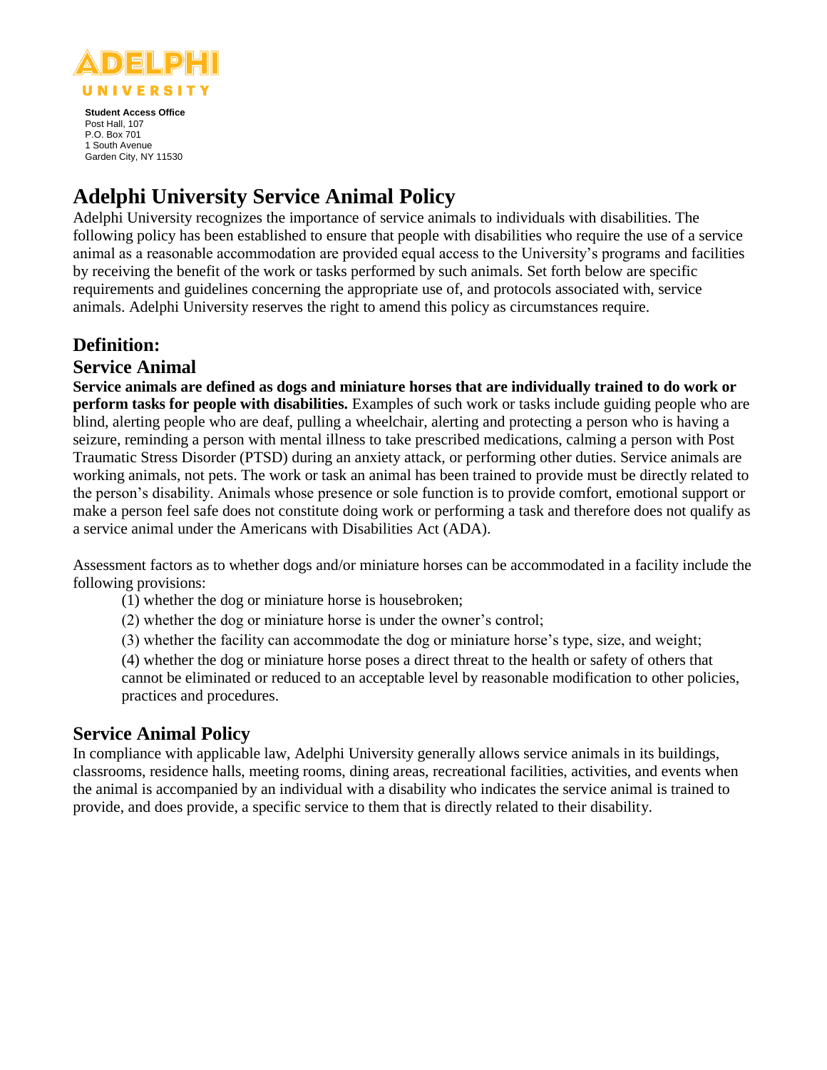ADELPHI UNIVERSITY

**Student Access Office**
Post Hall, 107
P.O. Box 701
1 South Avenue
Garden City, NY 11530

# Adelphi University Service Animal Policy

Adelphi University recognizes the importance of service animals to individuals with disabilities. The following policy has been established to ensure that people with disabilities who require the use of a service animal as a reasonable accommodation are provided equal access to the University's programs and facilities by receiving the benefit of the work or tasks performed by such animals. Set forth below are specific requirements and guidelines concerning the appropriate use of, and protocols associated with, service animals. Adelphi University reserves the right to amend this policy as circumstances require.

## Definition:

## Service Animal

**Service animals are defined as dogs and miniature horses that are individually trained to do work or perform tasks for people with disabilities.** Examples of such work or tasks include guiding people who are blind, alerting people who are deaf, pulling a wheelchair, alerting and protecting a person who is having a seizure, reminding a person with mental illness to take prescribed medications, calming a person with Post Traumatic Stress Disorder (PTSD) during an anxiety attack, or performing other duties. Service animals are working animals, not pets. The work or task an animal has been trained to provide must be directly related to the person's disability. Animals whose presence or sole function is to provide comfort, emotional support or make a person feel safe does not constitute doing work or performing a task and therefore does not qualify as a service animal under the Americans with Disabilities Act (ADA).

Assessment factors as to whether dogs and/or miniature horses can be accommodated in a facility include the following provisions:

(1) whether the dog or miniature horse is housebroken;

(2) whether the dog or miniature horse is under the owner's control;

(3) whether the facility can accommodate the dog or miniature horse's type, size, and weight;

(4) whether the dog or miniature horse poses a direct threat to the health or safety of others that cannot be eliminated or reduced to an acceptable level by reasonable modification to other policies, practices and procedures.

## Service Animal Policy

In compliance with applicable law, Adelphi University generally allows service animals in its buildings, classrooms, residence halls, meeting rooms, dining areas, recreational facilities, activities, and events when the animal is accompanied by an individual with a disability who indicates the service animal is trained to provide, and does provide, a specific service to them that is directly related to their disability.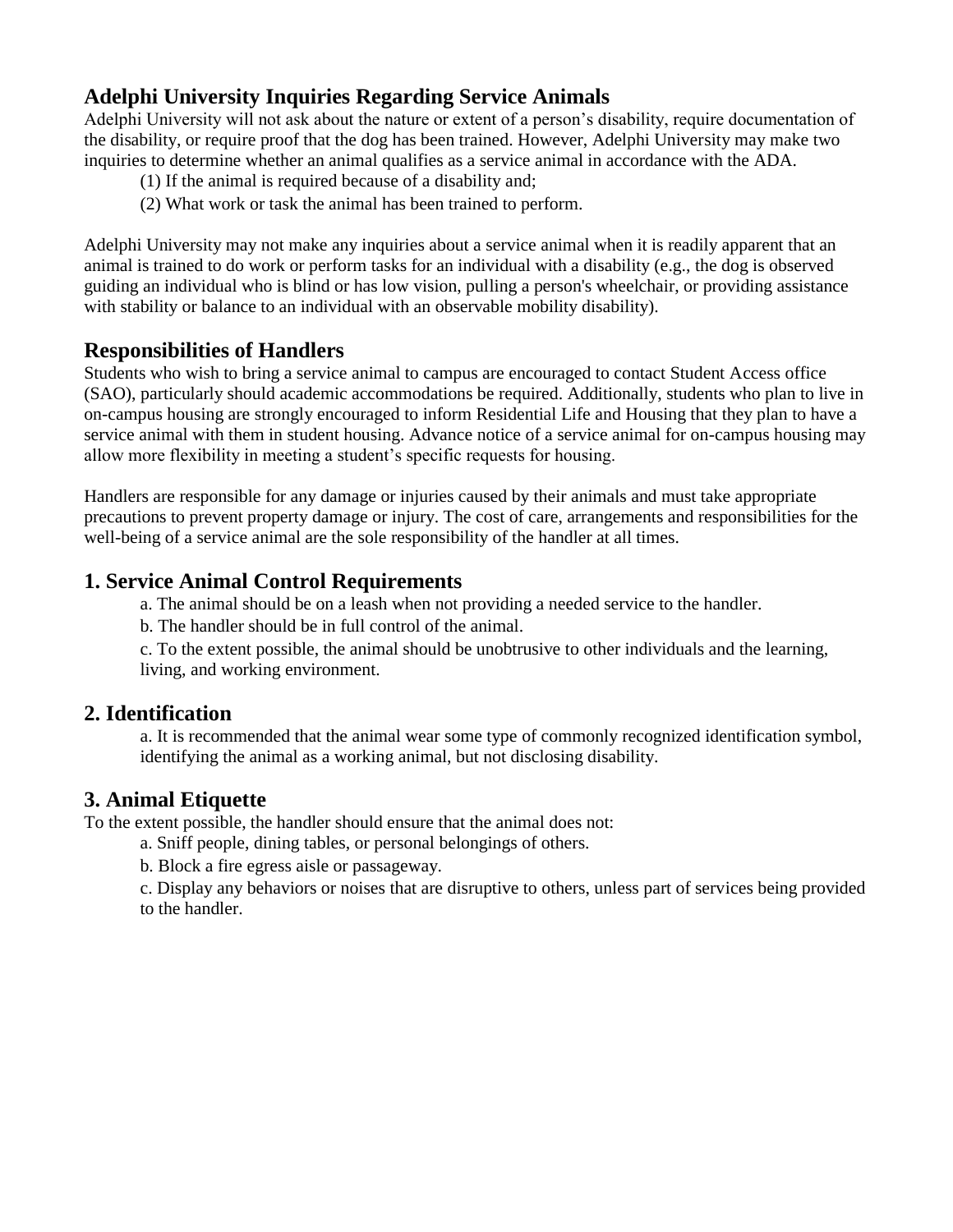## Adelphi University Inquiries Regarding Service Animals

Adelphi University will not ask about the nature or extent of a person's disability, require documentation of the disability, or require proof that the dog has been trained. However, Adelphi University may make two inquiries to determine whether an animal qualifies as a service animal in accordance with the ADA.

(1) If the animal is required because of a disability and;

(2) What work or task the animal has been trained to perform.

Adelphi University may not make any inquiries about a service animal when it is readily apparent that an animal is trained to do work or perform tasks for an individual with a disability (e.g., the dog is observed guiding an individual who is blind or has low vision, pulling a person's wheelchair, or providing assistance with stability or balance to an individual with an observable mobility disability).

## Responsibilities of Handlers

Students who wish to bring a service animal to campus are encouraged to contact Student Access office (SAO), particularly should academic accommodations be required. Additionally, students who plan to live in on-campus housing are strongly encouraged to inform Residential Life and Housing that they plan to have a service animal with them in student housing. Advance notice of a service animal for on-campus housing may allow more flexibility in meeting a student's specific requests for housing.

Handlers are responsible for any damage or injuries caused by their animals and must take appropriate precautions to prevent property damage or injury. The cost of care, arrangements and responsibilities for the well-being of a service animal are the sole responsibility of the handler at all times.

## 1. Service Animal Control Requirements

a. The animal should be on a leash when not providing a needed service to the handler.

b. The handler should be in full control of the animal.

c. To the extent possible, the animal should be unobtrusive to other individuals and the learning, living, and working environment.

## 2. Identification

a. It is recommended that the animal wear some type of commonly recognized identification symbol, identifying the animal as a working animal, but not disclosing disability.

## 3. Animal Etiquette

To the extent possible, the handler should ensure that the animal does not:

a. Sniff people, dining tables, or personal belongings of others.

b. Block a fire egress aisle or passageway.

c. Display any behaviors or noises that are disruptive to others, unless part of services being provided to the handler.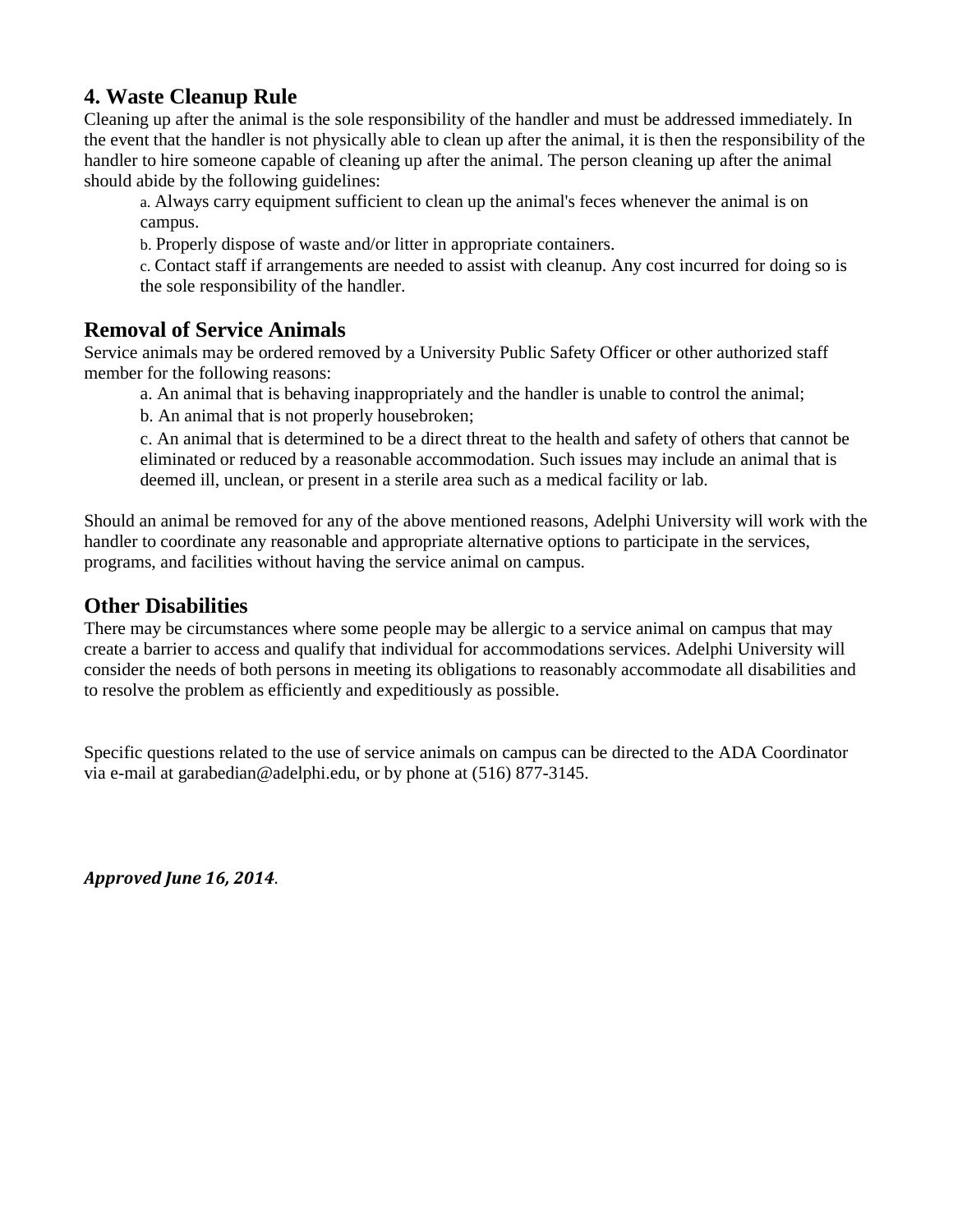### 4. Waste Cleanup Rule

Cleaning up after the animal is the sole responsibility of the handler and must be addressed immediately. In the event that the handler is not physically able to clean up after the animal, it is then the responsibility of the handler to hire someone capable of cleaning up after the animal. The person cleaning up after the animal should abide by the following guidelines:

a. Always carry equipment sufficient to clean up the animal's feces whenever the animal is on campus.

b. Properly dispose of waste and/or litter in appropriate containers.

c. Contact staff if arrangements are needed to assist with cleanup. Any cost incurred for doing so is the sole responsibility of the handler.

### Removal of Service Animals

Service animals may be ordered removed by a University Public Safety Officer or other authorized staff member for the following reasons:

a. An animal that is behaving inappropriately and the handler is unable to control the animal;

b. An animal that is not properly housebroken;

c. An animal that is determined to be a direct threat to the health and safety of others that cannot be eliminated or reduced by a reasonable accommodation. Such issues may include an animal that is deemed ill, unclean, or present in a sterile area such as a medical facility or lab.

Should an animal be removed for any of the above mentioned reasons, Adelphi University will work with the handler to coordinate any reasonable and appropriate alternative options to participate in the services, programs, and facilities without having the service animal on campus.

### Other Disabilities

There may be circumstances where some people may be allergic to a service animal on campus that may create a barrier to access and qualify that individual for accommodations services. Adelphi University will consider the needs of both persons in meeting its obligations to reasonably accommodate all disabilities and to resolve the problem as efficiently and expeditiously as possible.

Specific questions related to the use of service animals on campus can be directed to the ADA Coordinator via e-mail at garabedian@adelphi.edu, or by phone at (516) 877-3145.

***Approved June 16, 2014***.